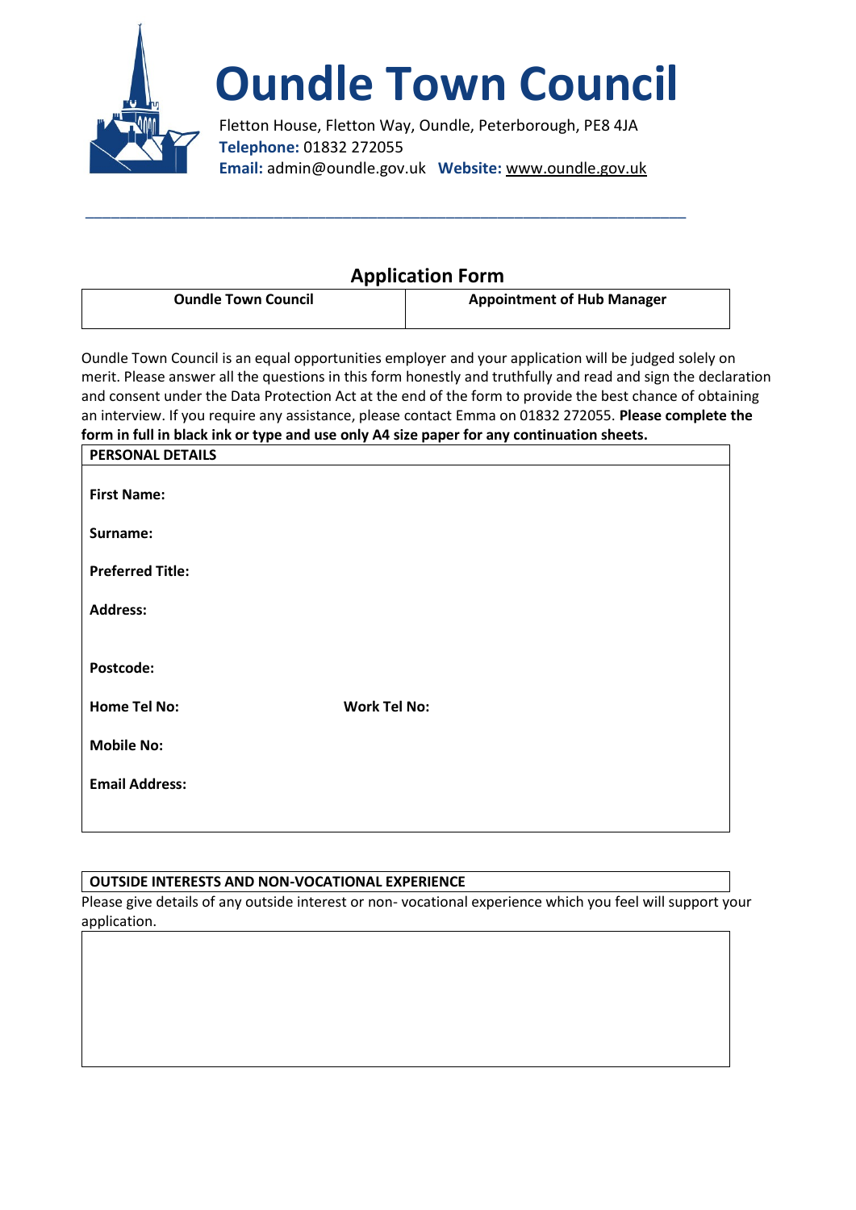# Oundle Town Council

Fletton House, Fletton Way, Oundle, Peterborough, PE8 4JA
**Telephone:** 01832 272055
**Email:** admin@oundle.gov.uk **Website:** www.oundle.gov.uk

---

## Application Form

| Oundle Town Council | Appointment of Hub Manager |
|---|---|

Oundle Town Council is an equal opportunities employer and your application will be judged solely on merit. Please answer all the questions in this form honestly and truthfully and read and sign the declaration and consent under the Data Protection Act at the end of the form to provide the best chance of obtaining an interview. If you require any assistance, please contact Emma on 01832 272055. **Please complete the form in full in black ink or type and use only A4 size paper for any continuation sheets.**

| PERSONAL DETAILS | |
|---|---|
| **First Name:** | |
| **Surname:** | |
| **Preferred Title:** | |
| **Address:** | |
| **Postcode:** | |
| **Home Tel No:** | **Work Tel No:** |
| **Mobile No:** | |
| **Email Address:** | |

| OUTSIDE INTERESTS AND NON-VOCATIONAL EXPERIENCE |
|---|

Please give details of any outside interest or non- vocational experience which you feel will support your application.

| |
|---|
| |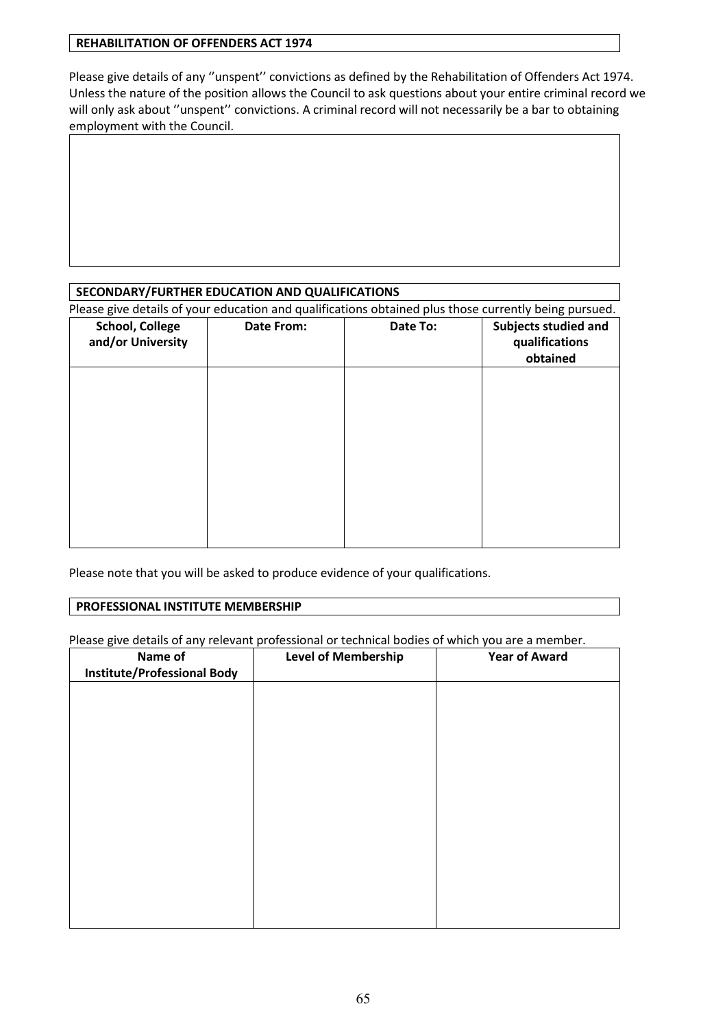## REHABILITATION OF OFFENDERS ACT 1974

Please give details of any ''unspent'' convictions as defined by the Rehabilitation of Offenders Act 1974. Unless the nature of the position allows the Council to ask questions about your entire criminal record we will only ask about ''unspent'' convictions. A criminal record will not necessarily be a bar to obtaining employment with the Council.

| |
|---|
| |

## SECONDARY/FURTHER EDUCATION AND QUALIFICATIONS

Please give details of your education and qualifications obtained plus those currently being pursued.

| School, College and/or University | Date From: | Date To: | Subjects studied and qualifications obtained |
|---|---|---|---|
| | | | |

Please note that you will be asked to produce evidence of your qualifications.

## PROFESSIONAL INSTITUTE MEMBERSHIP

Please give details of any relevant professional or technical bodies of which you are a member.

| Name of Institute/Professional Body | Level of Membership | Year of Award |
|---|---|---|
| | | |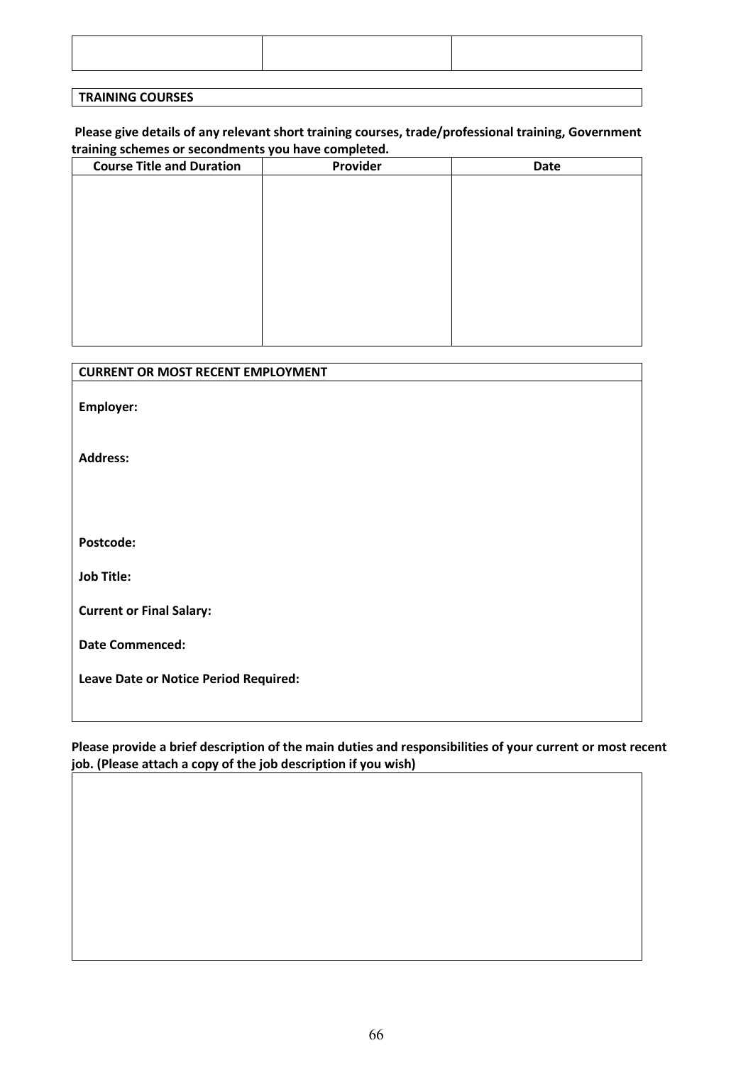| | | |
|---|---|---|
| | | |

**TRAINING COURSES**

**Please give details of any relevant short training courses, trade/professional training, Government training schemes or secondments you have completed.**

| Course Title and Duration | Provider | Date |
|---|---|---|
| | | |

**CURRENT OR MOST RECENT EMPLOYMENT**

**Employer:**

**Address:**

**Postcode:**

**Job Title:**

**Current or Final Salary:**

**Date Commenced:**

**Leave Date or Notice Period Required:**

**Please provide a brief description of the main duties and responsibilities of your current or most recent job. (Please attach a copy of the job description if you wish)**

| |
|---|
| |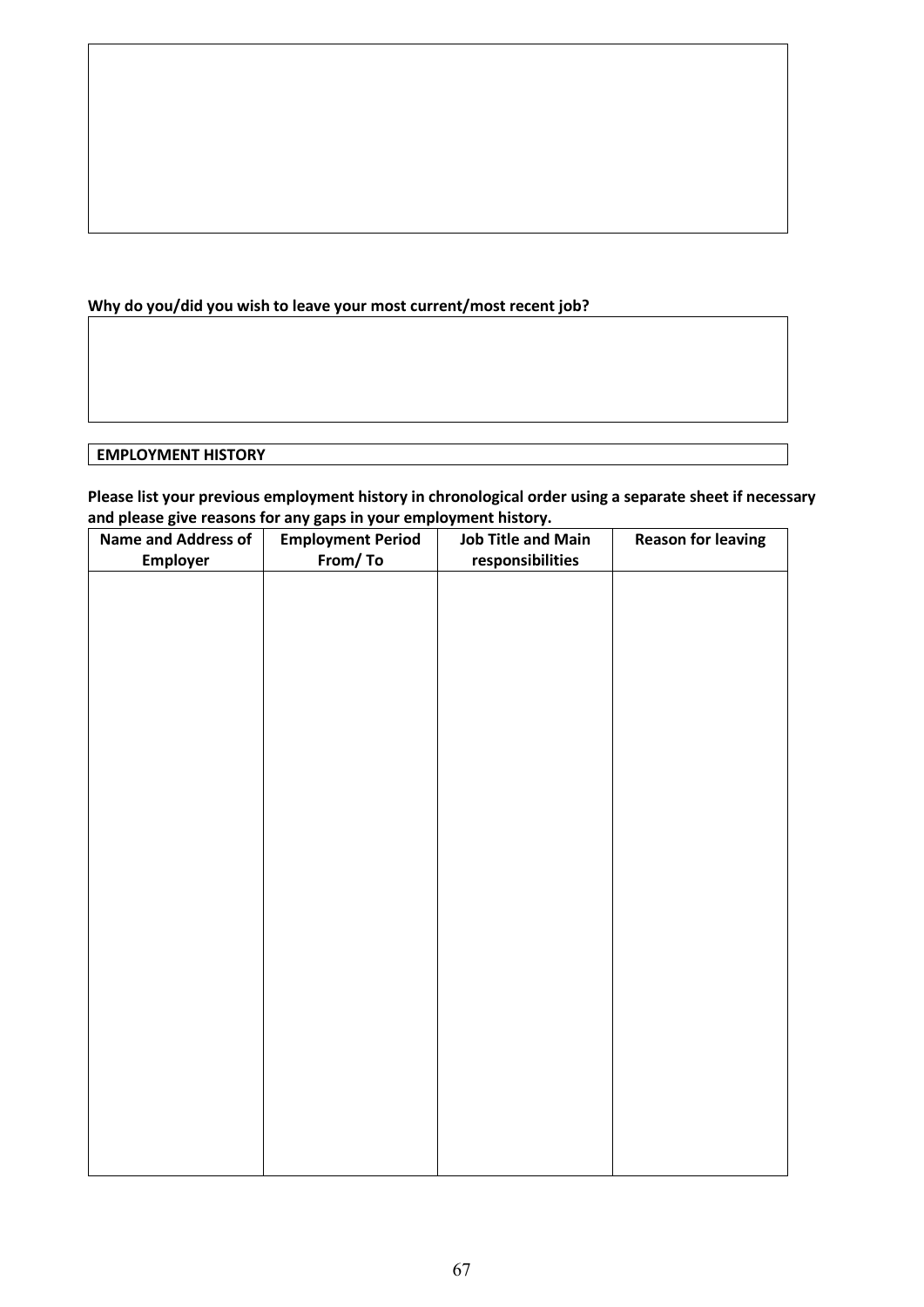**Why do you/did you wish to leave your most current/most recent job?**

**EMPLOYMENT HISTORY**

**Please list your previous employment history in chronological order using a separate sheet if necessary and please give reasons for any gaps in your employment history.**

| Name and Address of Employer | Employment Period From/ To | Job Title and Main responsibilities | Reason for leaving |
|---|---|---|---|
| | | | |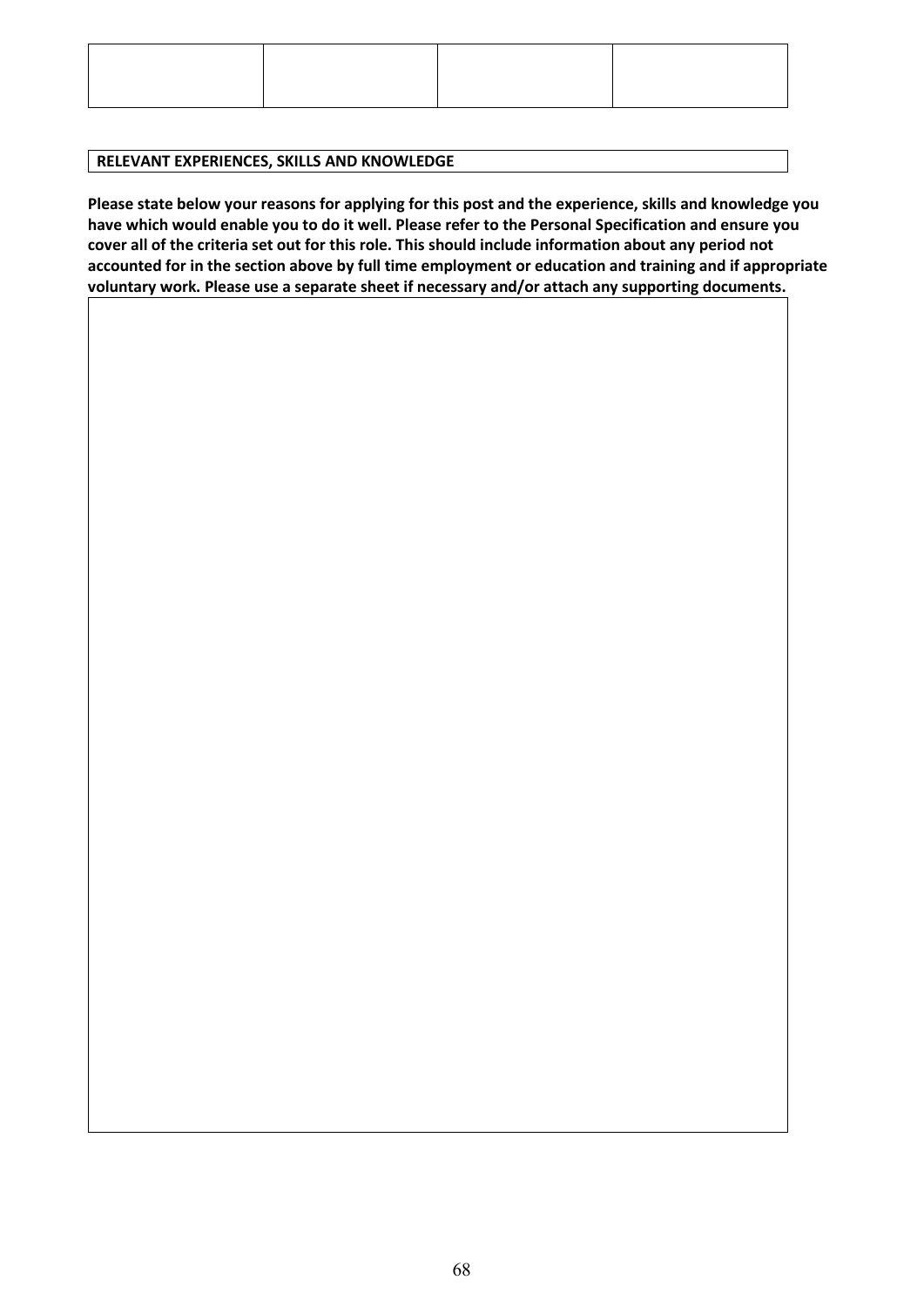| | | | |
|---|---|---|---|
| | | | |

**RELEVANT EXPERIENCES, SKILLS AND KNOWLEDGE**

**Please state below your reasons for applying for this post and the experience, skills and knowledge you have which would enable you to do it well. Please refer to the Personal Specification and ensure you cover all of the criteria set out for this role. This should include information about any period not accounted for in the section above by full time employment or education and training and if appropriate voluntary work. Please use a separate sheet if necessary and/or attach any supporting documents.**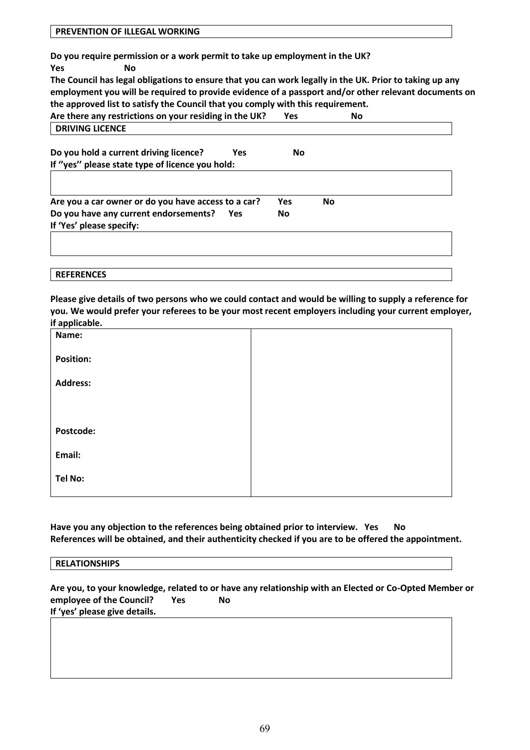## PREVENTION OF ILLEGAL WORKING

**Do you require permission or a work permit to take up employment in the UK?**
**Yes No**

**The Council has legal obligations to ensure that you can work legally in the UK. Prior to taking up any employment you will be required to provide evidence of a passport and/or other relevant documents on the approved list to satisfy the Council that you comply with this requirement.**

**Are there any restrictions on your residing in the UK? Yes No**

## DRIVING LICENCE

**Do you hold a current driving licence? Yes No**

**If ''yes'' please state type of licence you hold:**

| |
|---|
| |

**Are you a car owner or do you have access to a car? Yes No**

**Do you have any current endorsements? Yes No**

**If 'Yes' please specify:**

| |
|---|
| |

## REFERENCES

**Please give details of two persons who we could contact and would be willing to supply a reference for you. We would prefer your referees to be your most recent employers including your current employer, if applicable.**

| | |
|---|---|
| **Name:** | |
| **Position:** | |
| **Address:** | |
| **Postcode:** | |
| **Email:** | |
| **Tel No:** | |

**Have you any objection to the references being obtained prior to interview. Yes No**

**References will be obtained, and their authenticity checked if you are to be offered the appointment.**

## RELATIONSHIPS

**Are you, to your knowledge, related to or have any relationship with an Elected or Co-Opted Member or employee of the Council? Yes No**

**If 'yes' please give details.**

| |
|---|
| |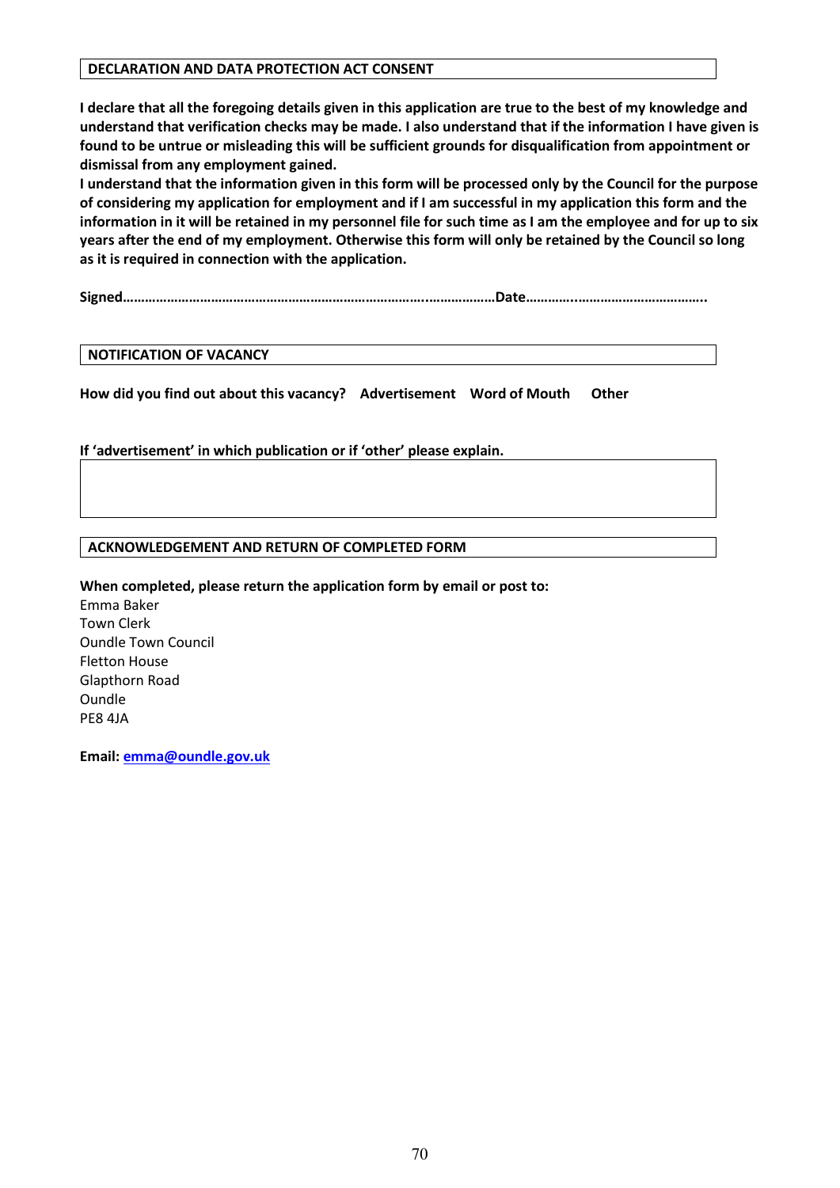## DECLARATION AND DATA PROTECTION ACT CONSENT

**I declare that all the foregoing details given in this application are true to the best of my knowledge and understand that verification checks may be made. I also understand that if the information I have given is found to be untrue or misleading this will be sufficient grounds for disqualification from appointment or dismissal from any employment gained.**

**I understand that the information given in this form will be processed only by the Council for the purpose of considering my application for employment and if I am successful in my application this form and the information in it will be retained in my personnel file for such time as I am the employee and for up to six years after the end of my employment. Otherwise this form will only be retained by the Council so long as it is required in connection with the application.**

**Signed…………………………………………………………………………..………………Date…………..……………………………..**

## NOTIFICATION OF VACANCY

**How did you find out about this vacancy?   Advertisement   Word of Mouth   Other**

**If 'advertisement' in which publication or if 'other' please explain.**

## ACKNOWLEDGEMENT AND RETURN OF COMPLETED FORM

**When completed, please return the application form by email or post to:**

Emma Baker
Town Clerk
Oundle Town Council
Fletton House
Glapthorn Road
Oundle
PE8 4JA

**Email:** emma@oundle.gov.uk